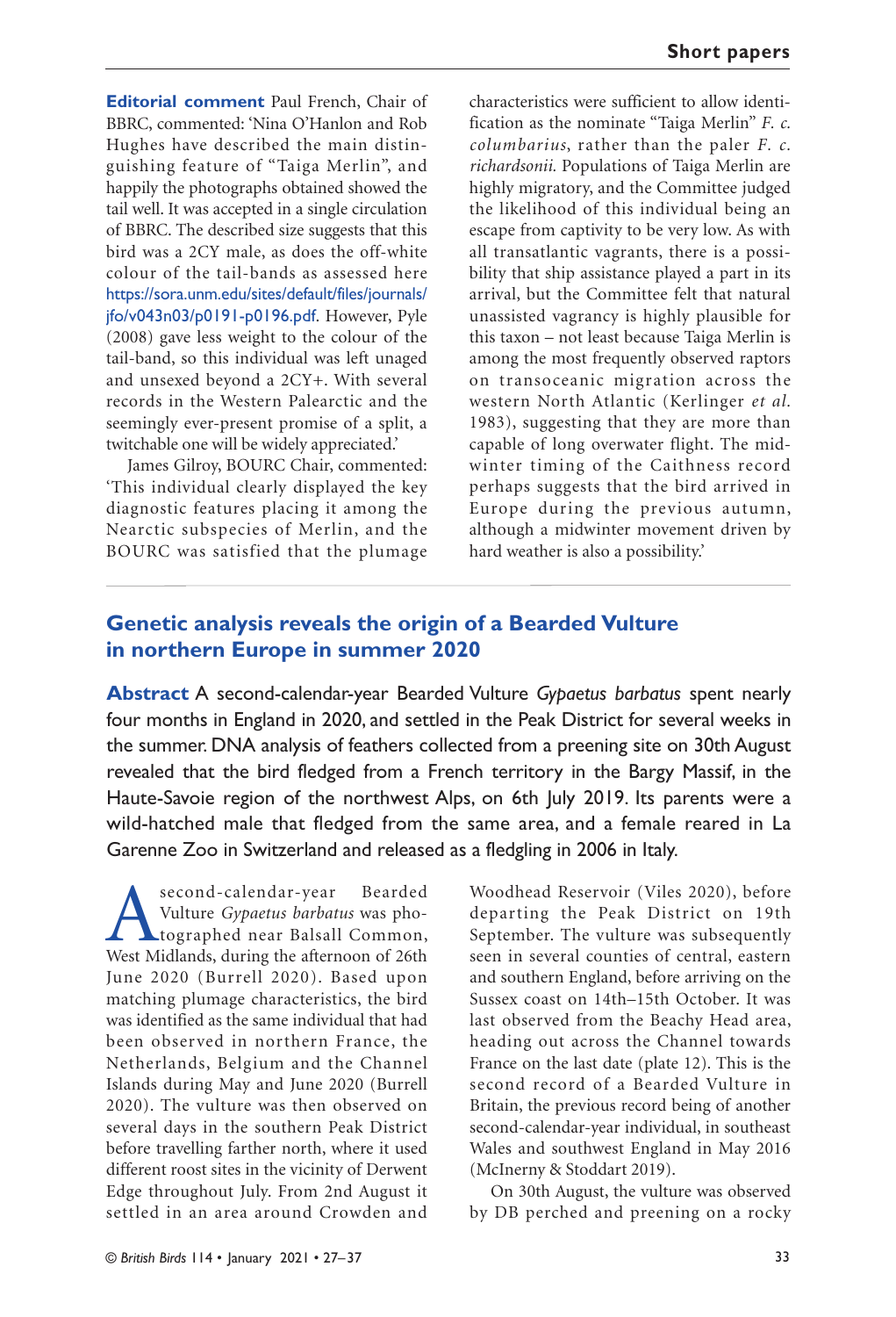**Editorial comment** Paul French, Chair of BBRC, commented: 'Nina O'Hanlon and Rob Hughes have described the main distinguishing feature of "Taiga Merlin", and happily the photographs obtained showed the tail well. It was accepted in a single circulation of BBRC. The described size suggests that this bird was a 2CY male, as does the off-white colour of the tail-bands as assessed here https://sora.unm.edu/sites/default/files/journals/jfo/v043n03/p0191-p0196.pdf. However, Pyle (2008) gave less weight to the colour of the tail-band, so this individual was left unaged and unsexed beyond a 2CY+. With several records in the Western Palearctic and the seemingly ever-present promise of a split, a twitchable one will be widely appreciated.'

James Gilroy, BOURC Chair, commented: 'This individual clearly displayed the key diagnostic features placing it among the Nearctic subspecies of Merlin, and the BOURC was satisfied that the plumage characteristics were sufficient to allow identification as the nominate "Taiga Merlin" *F. c. columbarius*, rather than the paler *F. c. richardsonii.* Populations of Taiga Merlin are highly migratory, and the Committee judged the likelihood of this individual being an escape from captivity to be very low. As with all transatlantic vagrants, there is a possibility that ship assistance played a part in its arrival, but the Committee felt that natural unassisted vagrancy is highly plausible for this taxon – not least because Taiga Merlin is among the most frequently observed raptors on transoceanic migration across the western North Atlantic (Kerlinger *et al.* 1983), suggesting that they are more than capable of long overwater flight. The midwinter timing of the Caithness record perhaps suggests that the bird arrived in Europe during the previous autumn, although a midwinter movement driven by hard weather is also a possibility.'

## Genetic analysis reveals the origin of a Bearded Vulture in northern Europe in summer 2020

**Abstract** A second-calendar-year Bearded Vulture *Gypaetus barbatus* spent nearly four months in England in 2020, and settled in the Peak District for several weeks in the summer. DNA analysis of feathers collected from a preening site on 30th August revealed that the bird fledged from a French territory in the Bargy Massif, in the Haute-Savoie region of the northwest Alps, on 6th July 2019. Its parents were a wild-hatched male that fledged from the same area, and a female reared in La Garenne Zoo in Switzerland and released as a fledgling in 2006 in Italy.

A second-calendar-year Bearded Vulture *Gypaetus barbatus* was photographed near Balsall Common, West Midlands, during the afternoon of 26th June 2020 (Burrell 2020). Based upon matching plumage characteristics, the bird was identified as the same individual that had been observed in northern France, the Netherlands, Belgium and the Channel Islands during May and June 2020 (Burrell 2020). The vulture was then observed on several days in the southern Peak District before travelling farther north, where it used different roost sites in the vicinity of Derwent Edge throughout July. From 2nd August it settled in an area around Crowden and Woodhead Reservoir (Viles 2020), before departing the Peak District on 19th September. The vulture was subsequently seen in several counties of central, eastern and southern England, before arriving on the Sussex coast on 14th–15th October. It was last observed from the Beachy Head area, heading out across the Channel towards France on the last date (plate 12). This is the second record of a Bearded Vulture in Britain, the previous record being of another second-calendar-year individual, in southeast Wales and southwest England in May 2016 (McInerny & Stoddart 2019).

On 30th August, the vulture was observed by DB perched and preening on a rocky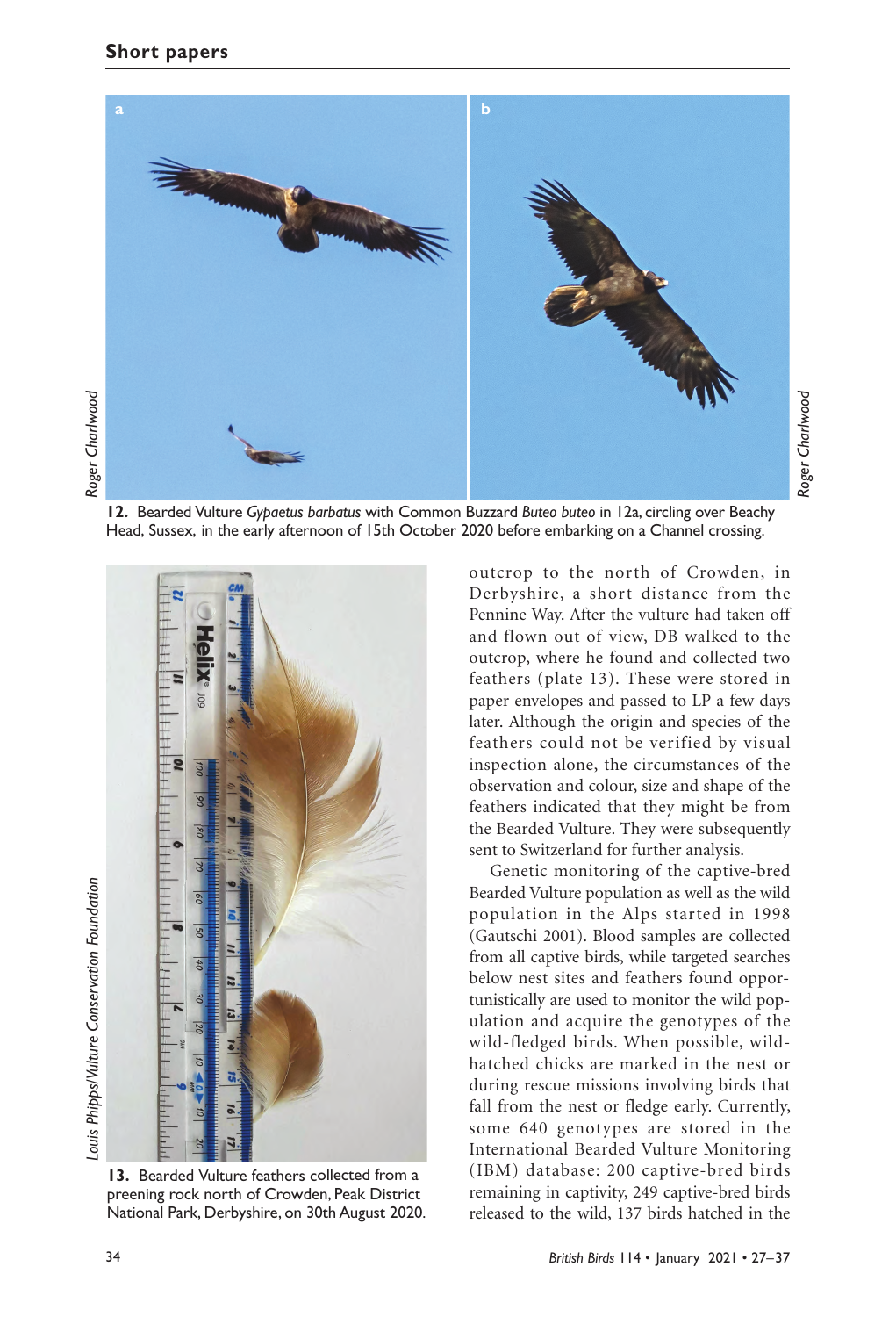**12.** Bearded Vulture *Gypaetus barbatus* with Common Buzzard *Buteo buteo* in 12a, circling over Beachy Head, Sussex, in the early afternoon of 15th October 2020 before embarking on a Channel crossing.

**13.** Bearded Vulture feathers collected from a preening rock north of Crowden, Peak District National Park, Derbyshire, on 30th August 2020.

outcrop to the north of Crowden, in Derbyshire, a short distance from the Pennine Way. After the vulture had taken off and flown out of view, DB walked to the outcrop, where he found and collected two feathers (plate 13). These were stored in paper envelopes and passed to LP a few days later. Although the origin and species of the feathers could not be verified by visual inspection alone, the circumstances of the observation and colour, size and shape of the feathers indicated that they might be from the Bearded Vulture. They were subsequently sent to Switzerland for further analysis.

Genetic monitoring of the captive-bred Bearded Vulture population as well as the wild population in the Alps started in 1998 (Gautschi 2001). Blood samples are collected from all captive birds, while targeted searches below nest sites and feathers found opportunistically are used to monitor the wild population and acquire the genotypes of the wild-fledged birds. When possible, wild-hatched chicks are marked in the nest or during rescue missions involving birds that fall from the nest or fledge early. Currently, some 640 genotypes are stored in the International Bearded Vulture Monitoring (IBM) database: 200 captive-bred birds remaining in captivity, 249 captive-bred birds released to the wild, 137 birds hatched in the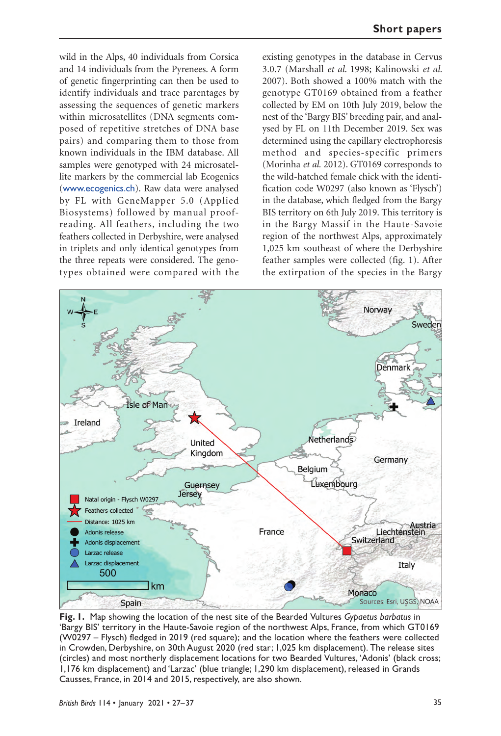wild in the Alps, 40 individuals from Corsica and 14 individuals from the Pyrenees. A form of genetic fingerprinting can then be used to identify individuals and trace parentages by assessing the sequences of genetic markers within microsatellites (DNA segments composed of repetitive stretches of DNA base pairs) and comparing them to those from known individuals in the IBM database. All samples were genotyped with 24 microsatellite markers by the commercial lab Ecogenics (www.ecogenics.ch). Raw data were analysed by FL with GeneMapper 5.0 (Applied Biosystems) followed by manual proofreading. All feathers, including the two feathers collected in Derbyshire, were analysed in triplets and only identical genotypes from the three repeats were considered. The genotypes obtained were compared with the existing genotypes in the database in Cervus 3.0.7 (Marshall *et al.* 1998; Kalinowski *et al.* 2007). Both showed a 100% match with the genotype GT0169 obtained from a feather collected by EM on 10th July 2019, below the nest of the 'Bargy BIS' breeding pair, and analysed by FL on 11th December 2019. Sex was determined using the capillary electrophoresis method and species-specific primers (Morinha *et al.* 2012). GT0169 corresponds to the wild-hatched female chick with the identification code W0297 (also known as 'Flysch') in the database, which fledged from the Bargy BIS territory on 6th July 2019. This territory is in the Bargy Massif in the Haute-Savoie region of the northwest Alps, approximately 1,025 km southeast of where the Derbyshire feather samples were collected (fig. 1). After the extirpation of the species in the Bargy

**Fig. 1.** Map showing the location of the nest site of the Bearded Vultures *Gypaetus barbatus* in 'Bargy BIS' territory in the Haute-Savoie region of the northwest Alps, France, from which GT0169 (W0297 – Flysch) fledged in 2019 (red square); and the location where the feathers were collected in Crowden, Derbyshire, on 30th August 2020 (red star; 1,025 km displacement). The release sites (circles) and most northerly displacement locations for two Bearded Vultures, 'Adonis' (black cross; 1,176 km displacement) and 'Larzac' (blue triangle; 1,290 km displacement), released in Grands Causses, France, in 2014 and 2015, respectively, are also shown.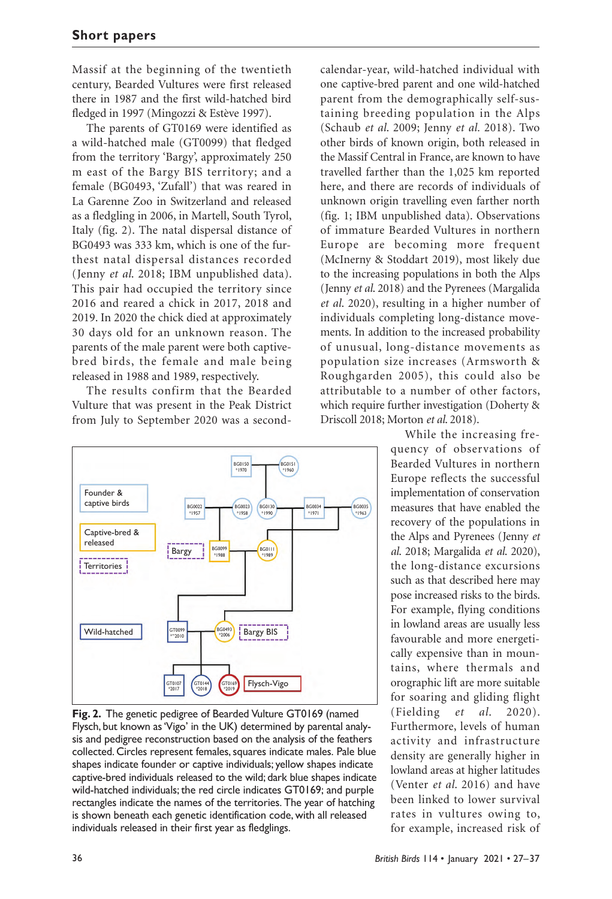Massif at the beginning of the twentieth century, Bearded Vultures were first released there in 1987 and the first wild-hatched bird fledged in 1997 (Mingozzi & Estève 1997).

The parents of GT0169 were identified as a wild-hatched male (GT0099) that fledged from the territory 'Bargy', approximately 250 m east of the Bargy BIS territory; and a female (BG0493, 'Zufall') that was reared in La Garenne Zoo in Switzerland and released as a fledgling in 2006, in Martell, South Tyrol, Italy (fig. 2). The natal dispersal distance of BG0493 was 333 km, which is one of the furthest natal dispersal distances recorded (Jenny *et al.* 2018; IBM unpublished data). This pair had occupied the territory since 2016 and reared a chick in 2017, 2018 and 2019. In 2020 the chick died at approximately 30 days old for an unknown reason. The parents of the male parent were both captive-bred birds, the female and male being released in 1988 and 1989, respectively.

The results confirm that the Bearded Vulture that was present in the Peak District from July to September 2020 was a second-calendar-year, wild-hatched individual with one captive-bred parent and one wild-hatched parent from the demographically self-sustaining breeding population in the Alps (Schaub *et al.* 2009; Jenny *et al.* 2018). Two other birds of known origin, both released in the Massif Central in France, are known to have travelled farther than the 1,025 km reported here, and there are records of individuals of unknown origin travelling even farther north (fig. 1; IBM unpublished data). Observations of immature Bearded Vultures in northern Europe are becoming more frequent (McInerny & Stoddart 2019), most likely due to the increasing populations in both the Alps (Jenny *et al.* 2018) and the Pyrenees (Margalida *et al.* 2020), resulting in a higher number of individuals completing long-distance movements. In addition to the increased probability of unusual, long-distance movements as population size increases (Armsworth & Roughgarden 2005), this could also be attributable to a number of other factors, which require further investigation (Doherty & Driscoll 2018; Morton *et al.* 2018).

**Fig. 2.** The genetic pedigree of Bearded Vulture GT0169 (named Flysch, but known as 'Vigo' in the UK) determined by parental analysis and pedigree reconstruction based on the analysis of the feathers collected. Circles represent females, squares indicate males. Pale blue shapes indicate founder or captive individuals; yellow shapes indicate captive-bred individuals released to the wild; dark blue shapes indicate wild-hatched individuals; the red circle indicates GT0169; and purple rectangles indicate the names of the territories. The year of hatching is shown beneath each genetic identification code, with all released individuals released in their first year as fledglings.

While the increasing frequency of observations of Bearded Vultures in northern Europe reflects the successful implementation of conservation measures that have enabled the recovery of the populations in the Alps and Pyrenees (Jenny *et al.* 2018; Margalida *et al.* 2020), the long-distance excursions such as that described here may pose increased risks to the birds. For example, flying conditions in lowland areas are usually less favourable and more energetically expensive than in mountains, where thermals and orographic lift are more suitable for soaring and gliding flight (Fielding *et al.* 2020). Furthermore, levels of human activity and infrastructure density are generally higher in lowland areas at higher latitudes (Venter *et al.* 2016) and have been linked to lower survival rates in vultures owing to, for example, increased risk of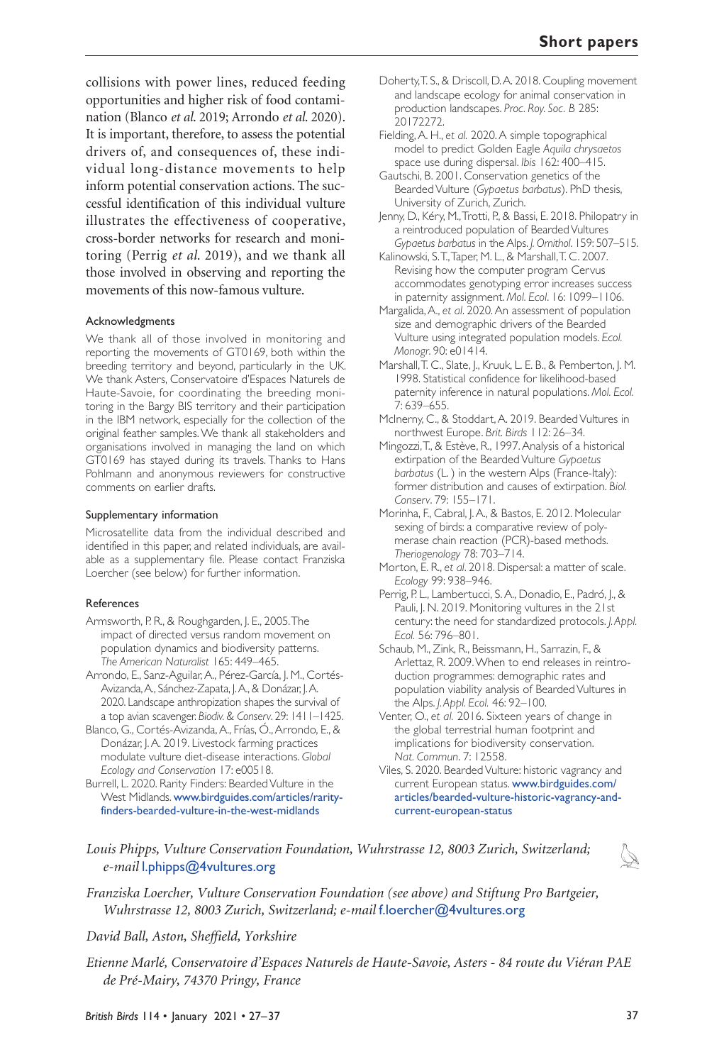collisions with power lines, reduced feeding opportunities and higher risk of food contamination (Blanco *et al.* 2019; Arrondo *et al.* 2020). It is important, therefore, to assess the potential drivers of, and consequences of, these individual long-distance movements to help inform potential conservation actions. The successful identification of this individual vulture illustrates the effectiveness of cooperative, cross-border networks for research and monitoring (Perrig *et al.* 2019), and we thank all those involved in observing and reporting the movements of this now-famous vulture.

#### Acknowledgments

We thank all of those involved in monitoring and reporting the movements of GT0169, both within the breeding territory and beyond, particularly in the UK. We thank Asters, Conservatoire d'Espaces Naturels de Haute-Savoie, for coordinating the breeding monitoring in the Bargy BIS territory and their participation in the IBM network, especially for the collection of the original feather samples. We thank all stakeholders and organisations involved in managing the land on which GT0169 has stayed during its travels. Thanks to Hans Pohlmann and anonymous reviewers for constructive comments on earlier drafts.

#### Supplementary information

Microsatellite data from the individual described and identified in this paper, and related individuals, are available as a supplementary file. Please contact Franziska Loercher (see below) for further information.

#### References

Armsworth, P. R., & Roughgarden, J. E., 2005. The impact of directed versus random movement on population dynamics and biodiversity patterns. *The American Naturalist* 165: 449–465.

Arrondo, E., Sanz-Aguilar, A., Pérez-García, J. M., Cortés-Avizanda, A., Sánchez-Zapata, J. A., & Donázar, J. A. 2020. Landscape anthropization shapes the survival of a top avian scavenger. *Biodiv. & Conserv.* 29: 1411–1425.

Blanco, G., Cortés-Avizanda, A., Frías, Ó., Arrondo, E., & Donázar, J. A. 2019. Livestock farming practices modulate vulture diet-disease interactions. *Global Ecology and Conservation* 17: e00518.

Burrell, L. 2020. Rarity Finders: Bearded Vulture in the West Midlands. www.birdguides.com/articles/rarity-finders-bearded-vulture-in-the-west-midlands

Doherty, T. S., & Driscoll, D. A. 2018. Coupling movement and landscape ecology for animal conservation in production landscapes. *Proc. Roy. Soc. B* 285: 20172272.

Fielding, A. H., *et al.* 2020. A simple topographical model to predict Golden Eagle *Aquila chrysaetos* space use during dispersal. *Ibis* 162: 400–415.

Gautschi, B. 2001. Conservation genetics of the Bearded Vulture (*Gypaetus barbatus*). PhD thesis, University of Zurich, Zurich.

Jenny, D., Kéry, M., Trotti, P., & Bassi, E. 2018. Philopatry in a reintroduced population of Bearded Vultures *Gypaetus barbatus* in the Alps. *J. Ornithol.* 159: 507–515.

Kalinowski, S. T., Taper, M. L., & Marshall, T. C. 2007. Revising how the computer program Cervus accommodates genotyping error increases success in paternity assignment. *Mol. Ecol.* 16: 1099–1106.

Margalida, A., *et al.* 2020. An assessment of population size and demographic drivers of the Bearded Vulture using integrated population models. *Ecol. Monogr.* 90: e01414.

Marshall, T. C., Slate, J., Kruuk, L. E. B., & Pemberton, J. M. 1998. Statistical confidence for likelihood-based paternity inference in natural populations. *Mol. Ecol.* 7: 639–655.

McInerny, C., & Stoddart, A. 2019. Bearded Vultures in northwest Europe. *Brit. Birds* 112: 26–34.

Mingozzi, T., & Estève, R., 1997. Analysis of a historical extirpation of the Bearded Vulture *Gypaetus barbatus* (L.) in the western Alps (France-Italy): former distribution and causes of extirpation. *Biol. Conserv.* 79: 155–171.

Morinha, F., Cabral, J. A., & Bastos, E. 2012. Molecular sexing of birds: a comparative review of polymerase chain reaction (PCR)-based methods. *Theriogenology* 78: 703–714.

Morton, E. R., *et al.* 2018. Dispersal: a matter of scale. *Ecology* 99: 938–946.

Perrig, P. L., Lambertucci, S. A., Donadio, E., Padró, J., & Pauli, J. N. 2019. Monitoring vultures in the 21st century: the need for standardized protocols. *J. Appl. Ecol.* 56: 796–801.

Schaub, M., Zink, R., Beissmann, H., Sarrazin, F., & Arlettaz, R. 2009. When to end releases in reintroduction programmes: demographic rates and population viability analysis of Bearded Vultures in the Alps. *J. Appl. Ecol.* 46: 92–100.

Venter, O., *et al.* 2016. Sixteen years of change in the global terrestrial human footprint and implications for biodiversity conservation. *Nat. Commun.* 7: 12558.

Viles, S. 2020. Bearded Vulture: historic vagrancy and current European status. www.birdguides.com/articles/bearded-vulture-historic-vagrancy-and-current-european-status

*Louis Phipps, Vulture Conservation Foundation, Wuhrstrasse 12, 8003 Zurich, Switzerland; e-mail* l.phipps@4vultures.org

*Franziska Loercher, Vulture Conservation Foundation (see above) and Stiftung Pro Bartgeier, Wuhrstrasse 12, 8003 Zurich, Switzerland; e-mail* f.loercher@4vultures.org

*David Ball, Aston, Sheffield, Yorkshire*

*Etienne Marlé, Conservatoire d'Espaces Naturels de Haute-Savoie, Asters - 84 route du Viéran PAE de Pré-Mairy, 74370 Pringy, France*